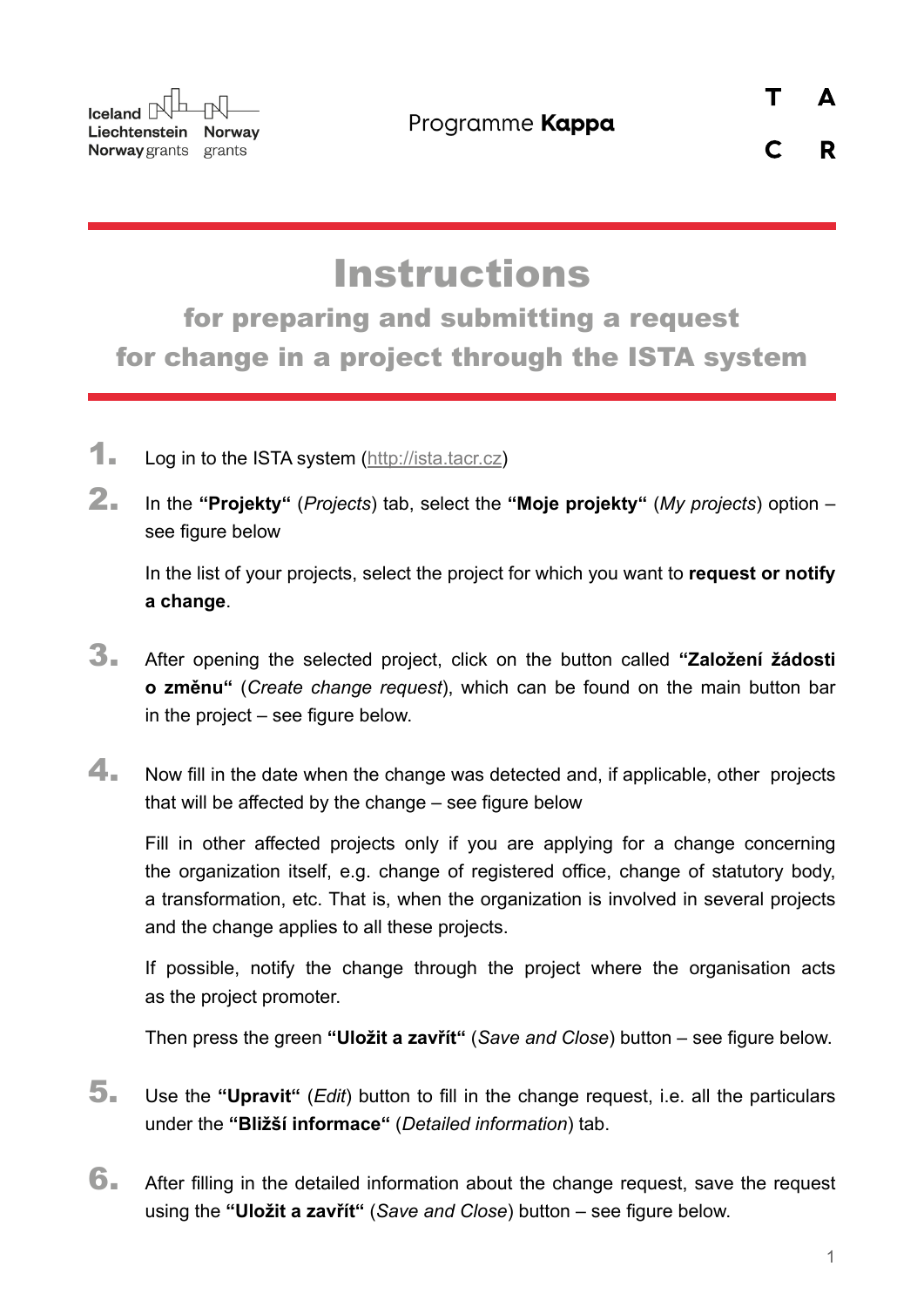Iceland Liechtenstein Norway grants  Norway grants

Programme **Kappa**

T A C R

# Instructions

## for preparing and submitting a request for change in a project through the ISTA system

1. Log in to the ISTA system (http://ista.tacr.cz)

2. In the **"Projekty"** (*Projects*) tab, select the **"Moje projekty"** (*My projects*) option – see figure below

   In the list of your projects, select the project for which you want to **request or notify a change**.

3. After opening the selected project, click on the button called **"Založení žádosti o změnu"** (*Create change request*), which can be found on the main button bar in the project – see figure below.

4. Now fill in the date when the change was detected and, if applicable, other projects that will be affected by the change – see figure below

   Fill in other affected projects only if you are applying for a change concerning the organization itself, e.g. change of registered office, change of statutory body, a transformation, etc. That is, when the organization is involved in several projects and the change applies to all these projects.

   If possible, notify the change through the project where the organisation acts as the project promoter.

   Then press the green **"Uložit a zavřít"** (*Save and Close*) button – see figure below.

5. Use the **"Upravit"** (*Edit*) button to fill in the change request, i.e. all the particulars under the **"Bližší informace"** (*Detailed information*) tab.

6. After filling in the detailed information about the change request, save the request using the **"Uložit a zavřít"** (*Save and Close*) button – see figure below.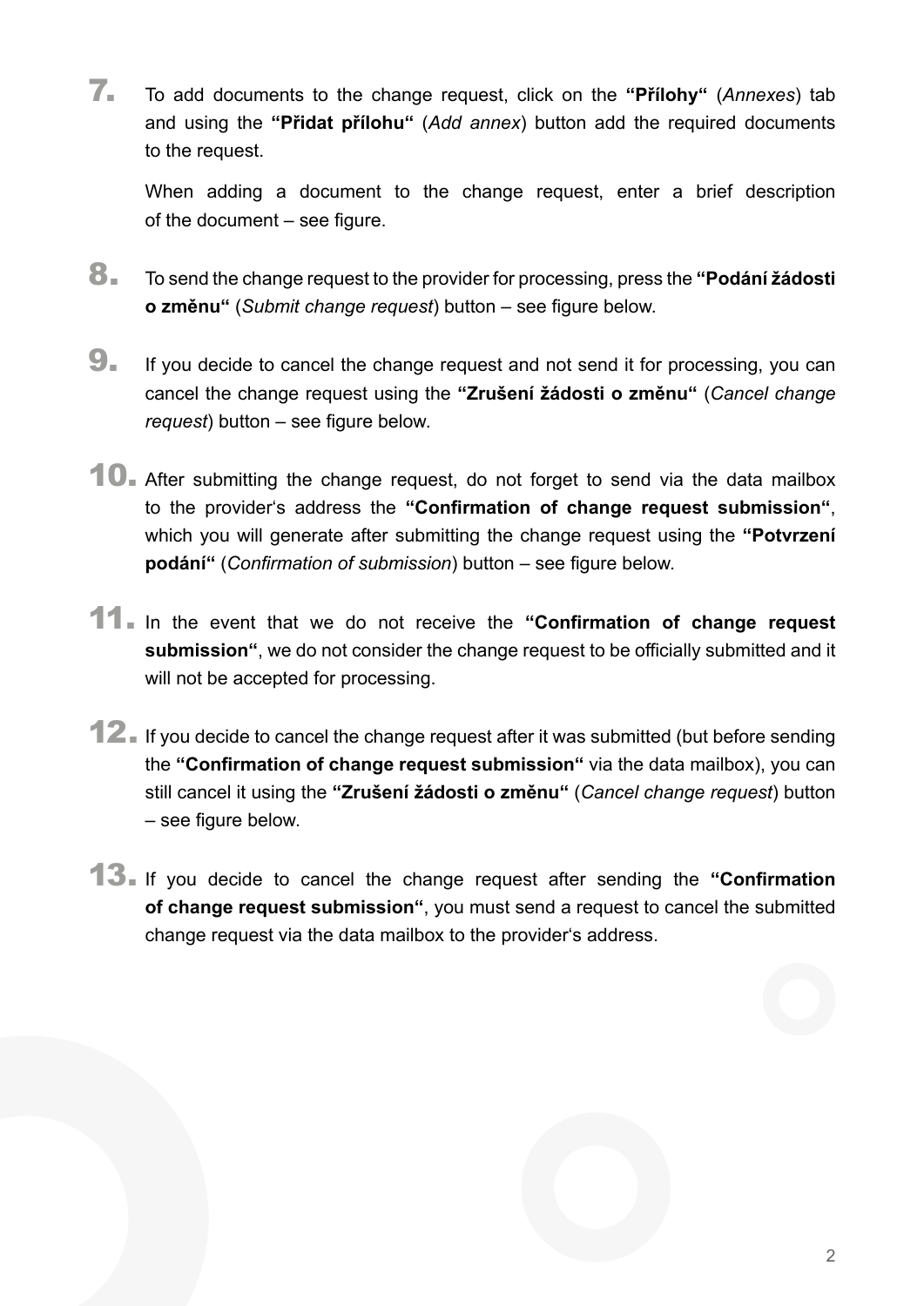7. To add documents to the change request, click on the **"Přílohy"** (*Annexes*) tab and using the **"Přidat přílohu"** (*Add annex*) button add the required documents to the request.

   When adding a document to the change request, enter a brief description of the document – see figure.

8. To send the change request to the provider for processing, press the **"Podání žádosti o změnu"** (*Submit change request*) button – see figure below.

9. If you decide to cancel the change request and not send it for processing, you can cancel the change request using the **"Zrušení žádosti o změnu"** (*Cancel change request*) button – see figure below.

10. After submitting the change request, do not forget to send via the data mailbox to the provider's address the **"Confirmation of change request submission"**, which you will generate after submitting the change request using the **"Potvrzení podání"** (*Confirmation of submission*) button – see figure below.

11. In the event that we do not receive the **"Confirmation of change request submission"**, we do not consider the change request to be officially submitted and it will not be accepted for processing.

12. If you decide to cancel the change request after it was submitted (but before sending the **"Confirmation of change request submission"** via the data mailbox), you can still cancel it using the **"Zrušení žádosti o změnu"** (*Cancel change request*) button – see figure below.

13. If you decide to cancel the change request after sending the **"Confirmation of change request submission"**, you must send a request to cancel the submitted change request via the data mailbox to the provider's address.